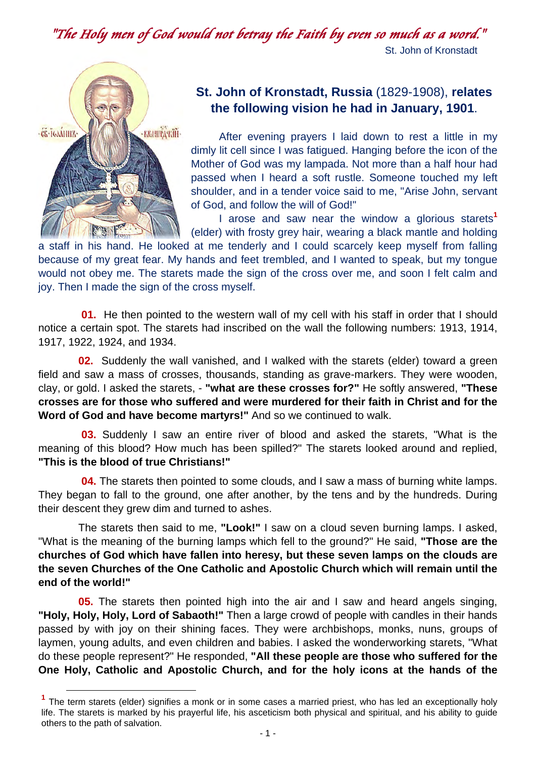*"The Holy men of God would not betray the Faith by even so much as a word."*

St. John of Kronstadt

## St. John of Kronstadt, Russia (1829-1908), relates the following vision he had in January, 1901.

After evening prayers I laid down to rest a little in my dimly lit cell since I was fatigued. Hanging before the icon of the Mother of God was my lampada. Not more than a half hour had passed when I heard a soft rustle. Someone touched my left shoulder, and in a tender voice said to me, "Arise John, servant of God, and follow the will of God!"

I arose and saw near the window a glorious starets[1] (elder) with frosty grey hair, wearing a black mantle and holding a staff in his hand. He looked at me tenderly and I could scarcely keep myself from falling because of my great fear. My hands and feet trembled, and I wanted to speak, but my tongue would not obey me. The starets made the sign of the cross over me, and soon I felt calm and joy. Then I made the sign of the cross myself.

**01.** He then pointed to the western wall of my cell with his staff in order that I should notice a certain spot. The starets had inscribed on the wall the following numbers: 1913, 1914, 1917, 1922, 1924, and 1934.

**02.** Suddenly the wall vanished, and I walked with the starets (elder) toward a green field and saw a mass of crosses, thousands, standing as grave-markers. They were wooden, clay, or gold. I asked the starets, - **"what are these crosses for?"** He softly answered, **"These crosses are for those who suffered and were murdered for their faith in Christ and for the Word of God and have become martyrs!"** And so we continued to walk.

**03.** Suddenly I saw an entire river of blood and asked the starets, "What is the meaning of this blood? How much has been spilled?" The starets looked around and replied, **"This is the blood of true Christians!"**

**04.** The starets then pointed to some clouds, and I saw a mass of burning white lamps. They began to fall to the ground, one after another, by the tens and by the hundreds. During their descent they grew dim and turned to ashes.

The starets then said to me, **"Look!"** I saw on a cloud seven burning lamps. I asked, "What is the meaning of the burning lamps which fell to the ground?" He said, **"Those are the churches of God which have fallen into heresy, but these seven lamps on the clouds are the seven Churches of the One Catholic and Apostolic Church which will remain until the end of the world!"**

**05.** The starets then pointed high into the air and I saw and heard angels singing, **"Holy, Holy, Holy, Lord of Sabaoth!"** Then a large crowd of people with candles in their hands passed by with joy on their shining faces. They were archbishops, monks, nuns, groups of laymen, young adults, and even children and babies. I asked the wonderworking starets, "What do these people represent?" He responded, **"All these people are those who suffered for the One Holy, Catholic and Apostolic Church, and for the holy icons at the hands of the**

---

[1] The term starets (elder) signifies a monk or in some cases a married priest, who has led an exceptionally holy life. The starets is marked by his prayerful life, his asceticism both physical and spiritual, and his ability to guide others to the path of salvation.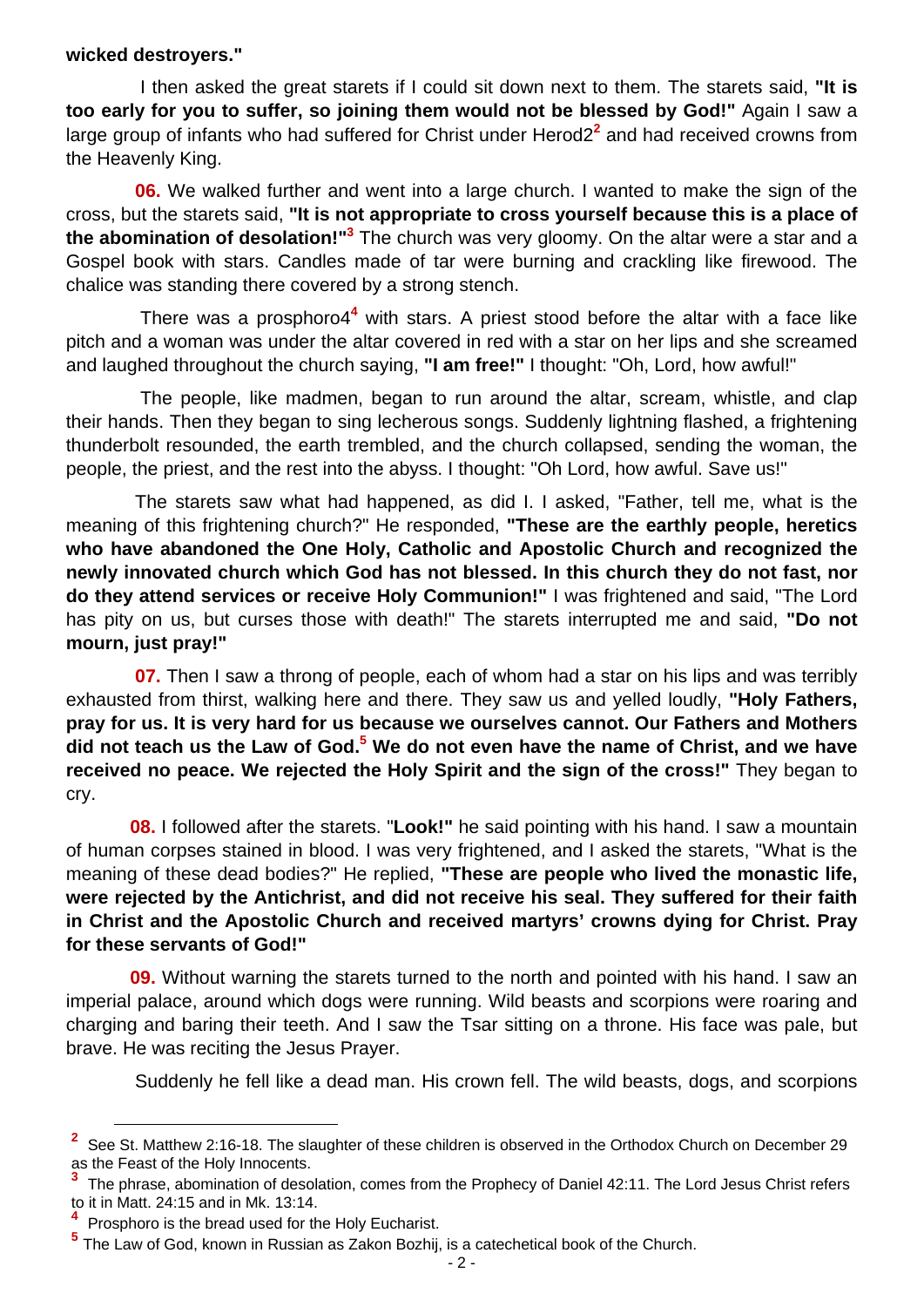**wicked destroyers."**

I then asked the great starets if I could sit down next to them. The starets said, **"It is too early for you to suffer, so joining them would not be blessed by God!"** Again I saw a large group of infants who had suffered for Christ under Herod2[2] and had received crowns from the Heavenly King.

**06.** We walked further and went into a large church. I wanted to make the sign of the cross, but the starets said, **"It is not appropriate to cross yourself because this is a place of the abomination of desolation!"[3]** The church was very gloomy. On the altar were a star and a Gospel book with stars. Candles made of tar were burning and crackling like firewood. The chalice was standing there covered by a strong stench.

There was a prosphoro4[4] with stars. A priest stood before the altar with a face like pitch and a woman was under the altar covered in red with a star on her lips and she screamed and laughed throughout the church saying, **"I am free!"** I thought: "Oh, Lord, how awful!"

The people, like madmen, began to run around the altar, scream, whistle, and clap their hands. Then they began to sing lecherous songs. Suddenly lightning flashed, a frightening thunderbolt resounded, the earth trembled, and the church collapsed, sending the woman, the people, the priest, and the rest into the abyss. I thought: "Oh Lord, how awful. Save us!"

The starets saw what had happened, as did I. I asked, "Father, tell me, what is the meaning of this frightening church?" He responded, **"These are the earthly people, heretics who have abandoned the One Holy, Catholic and Apostolic Church and recognized the newly innovated church which God has not blessed. In this church they do not fast, nor do they attend services or receive Holy Communion!"** I was frightened and said, "The Lord has pity on us, but curses those with death!" The starets interrupted me and said, **"Do not mourn, just pray!"**

**07.** Then I saw a throng of people, each of whom had a star on his lips and was terribly exhausted from thirst, walking here and there. They saw us and yelled loudly, **"Holy Fathers, pray for us. It is very hard for us because we ourselves cannot. Our Fathers and Mothers did not teach us the Law of God.[5] We do not even have the name of Christ, and we have received no peace. We rejected the Holy Spirit and the sign of the cross!"** They began to cry.

**08.** I followed after the starets. "**Look!"** he said pointing with his hand. I saw a mountain of human corpses stained in blood. I was very frightened, and I asked the starets, "What is the meaning of these dead bodies?" He replied, **"These are people who lived the monastic life, were rejected by the Antichrist, and did not receive his seal. They suffered for their faith in Christ and the Apostolic Church and received martyrs' crowns dying for Christ. Pray for these servants of God!"**

**09.** Without warning the starets turned to the north and pointed with his hand. I saw an imperial palace, around which dogs were running. Wild beasts and scorpions were roaring and charging and baring their teeth. And I saw the Tsar sitting on a throne. His face was pale, but brave. He was reciting the Jesus Prayer.

Suddenly he fell like a dead man. His crown fell. The wild beasts, dogs, and scorpions

---

[2] See St. Matthew 2:16-18. The slaughter of these children is observed in the Orthodox Church on December 29 as the Feast of the Holy Innocents.

[3] The phrase, abomination of desolation, comes from the Prophecy of Daniel 42:11. The Lord Jesus Christ refers to it in Matt. 24:15 and in Mk. 13:14.

[4] Prosphoro is the bread used for the Holy Eucharist.

[5] The Law of God, known in Russian as Zakon Bozhij, is a catechetical book of the Church.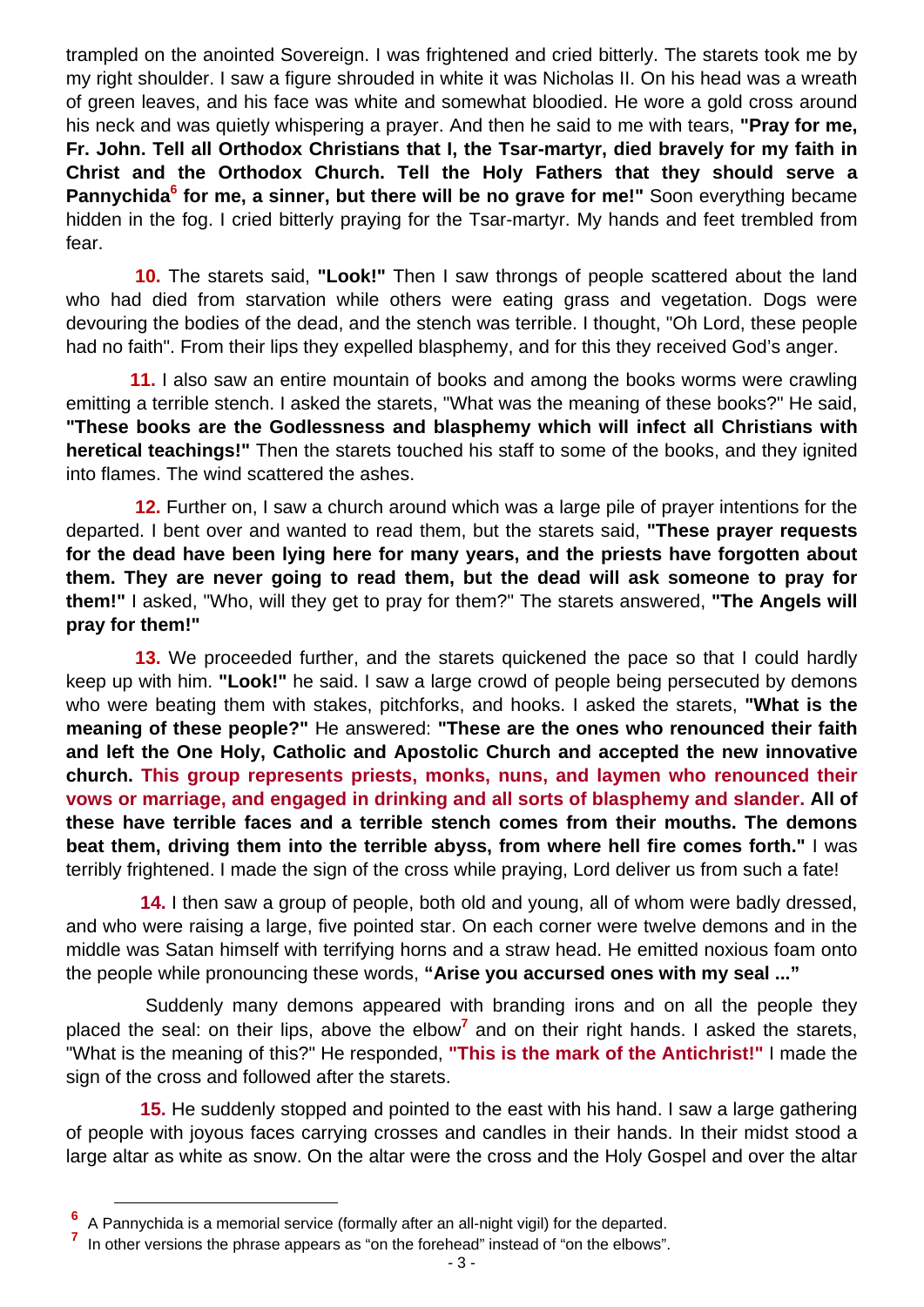trampled on the anointed Sovereign. I was frightened and cried bitterly. The starets took me by my right shoulder. I saw a figure shrouded in white it was Nicholas II. On his head was a wreath of green leaves, and his face was white and somewhat bloodied. He wore a gold cross around his neck and was quietly whispering a prayer. And then he said to me with tears, **"Pray for me, Fr. John. Tell all Orthodox Christians that I, the Tsar-martyr, died bravely for my faith in Christ and the Orthodox Church. Tell the Holy Fathers that they should serve a Pannychida[6] for me, a sinner, but there will be no grave for me!"** Soon everything became hidden in the fog. I cried bitterly praying for the Tsar-martyr. My hands and feet trembled from fear.

**10.** The starets said, **"Look!"** Then I saw throngs of people scattered about the land who had died from starvation while others were eating grass and vegetation. Dogs were devouring the bodies of the dead, and the stench was terrible. I thought, "Oh Lord, these people had no faith". From their lips they expelled blasphemy, and for this they received God's anger.

**11.** I also saw an entire mountain of books and among the books worms were crawling emitting a terrible stench. I asked the starets, "What was the meaning of these books?" He said, **"These books are the Godlessness and blasphemy which will infect all Christians with heretical teachings!"** Then the starets touched his staff to some of the books, and they ignited into flames. The wind scattered the ashes.

**12.** Further on, I saw a church around which was a large pile of prayer intentions for the departed. I bent over and wanted to read them, but the starets said, **"These prayer requests for the dead have been lying here for many years, and the priests have forgotten about them. They are never going to read them, but the dead will ask someone to pray for them!"** I asked, "Who, will they get to pray for them?" The starets answered, **"The Angels will pray for them!"**

**13.** We proceeded further, and the starets quickened the pace so that I could hardly keep up with him. **"Look!"** he said. I saw a large crowd of people being persecuted by demons who were beating them with stakes, pitchforks, and hooks. I asked the starets, **"What is the meaning of these people?"** He answered: **"These are the ones who renounced their faith and left the One Holy, Catholic and Apostolic Church and accepted the new innovative church. This group represents priests, monks, nuns, and laymen who renounced their vows or marriage, and engaged in drinking and all sorts of blasphemy and slander. All of these have terrible faces and a terrible stench comes from their mouths. The demons beat them, driving them into the terrible abyss, from where hell fire comes forth."** I was terribly frightened. I made the sign of the cross while praying, Lord deliver us from such a fate!

**14.** I then saw a group of people, both old and young, all of whom were badly dressed, and who were raising a large, five pointed star. On each corner were twelve demons and in the middle was Satan himself with terrifying horns and a straw head. He emitted noxious foam onto the people while pronouncing these words, **"Arise you accursed ones with my seal ..."**

Suddenly many demons appeared with branding irons and on all the people they placed the seal: on their lips, above the elbow[7] and on their right hands. I asked the starets, "What is the meaning of this?" He responded, **"This is the mark of the Antichrist!"** I made the sign of the cross and followed after the starets.

**15.** He suddenly stopped and pointed to the east with his hand. I saw a large gathering of people with joyous faces carrying crosses and candles in their hands. In their midst stood a large altar as white as snow. On the altar were the cross and the Holy Gospel and over the altar

---

[6] A Pannychida is a memorial service (formally after an all-night vigil) for the departed.

[7] In other versions the phrase appears as "on the forehead" instead of "on the elbows".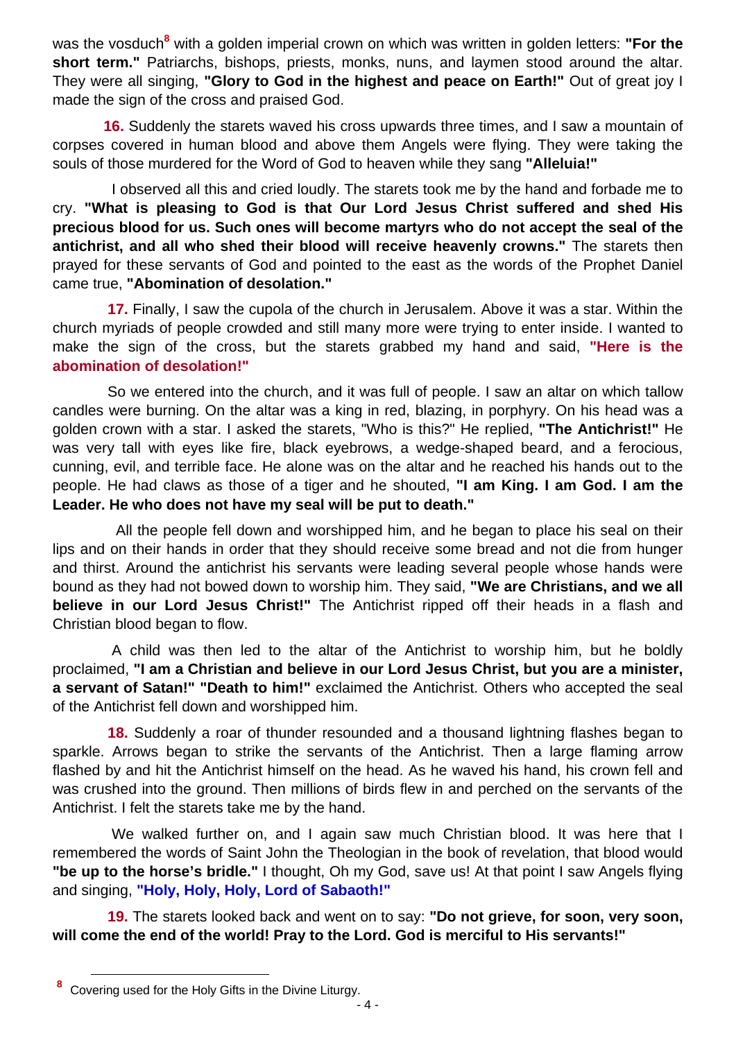was the vosduch[8] with a golden imperial crown on which was written in golden letters: **"For the short term."** Patriarchs, bishops, priests, monks, nuns, and laymen stood around the altar. They were all singing, **"Glory to God in the highest and peace on Earth!"** Out of great joy I made the sign of the cross and praised God.

**16.** Suddenly the starets waved his cross upwards three times, and I saw a mountain of corpses covered in human blood and above them Angels were flying. They were taking the souls of those murdered for the Word of God to heaven while they sang **"Alleluia!"**

I observed all this and cried loudly. The starets took me by the hand and forbade me to cry. **"What is pleasing to God is that Our Lord Jesus Christ suffered and shed His precious blood for us. Such ones will become martyrs who do not accept the seal of the antichrist, and all who shed their blood will receive heavenly crowns."** The starets then prayed for these servants of God and pointed to the east as the words of the Prophet Daniel came true, **"Abomination of desolation."**

**17.** Finally, I saw the cupola of the church in Jerusalem. Above it was a star. Within the church myriads of people crowded and still many more were trying to enter inside. I wanted to make the sign of the cross, but the starets grabbed my hand and said, **"Here is the abomination of desolation!"**

So we entered into the church, and it was full of people. I saw an altar on which tallow candles were burning. On the altar was a king in red, blazing, in porphyry. On his head was a golden crown with a star. I asked the starets, "Who is this?" He replied, **"The Antichrist!"** He was very tall with eyes like fire, black eyebrows, a wedge-shaped beard, and a ferocious, cunning, evil, and terrible face. He alone was on the altar and he reached his hands out to the people. He had claws as those of a tiger and he shouted, **"I am King. I am God. I am the Leader. He who does not have my seal will be put to death."**

All the people fell down and worshipped him, and he began to place his seal on their lips and on their hands in order that they should receive some bread and not die from hunger and thirst. Around the antichrist his servants were leading several people whose hands were bound as they had not bowed down to worship him. They said, **"We are Christians, and we all believe in our Lord Jesus Christ!"** The Antichrist ripped off their heads in a flash and Christian blood began to flow.

A child was then led to the altar of the Antichrist to worship him, but he boldly proclaimed, **"I am a Christian and believe in our Lord Jesus Christ, but you are a minister, a servant of Satan!" "Death to him!"** exclaimed the Antichrist. Others who accepted the seal of the Antichrist fell down and worshipped him.

**18.** Suddenly a roar of thunder resounded and a thousand lightning flashes began to sparkle. Arrows began to strike the servants of the Antichrist. Then a large flaming arrow flashed by and hit the Antichrist himself on the head. As he waved his hand, his crown fell and was crushed into the ground. Then millions of birds flew in and perched on the servants of the Antichrist. I felt the starets take me by the hand.

We walked further on, and I again saw much Christian blood. It was here that I remembered the words of Saint John the Theologian in the book of revelation, that blood would **"be up to the horse's bridle."** I thought, Oh my God, save us! At that point I saw Angels flying and singing, **"Holy, Holy, Holy, Lord of Sabaoth!"**

**19.** The starets looked back and went on to say: **"Do not grieve, for soon, very soon, will come the end of the world! Pray to the Lord. God is merciful to His servants!"**

---

[8] Covering used for the Holy Gifts in the Divine Liturgy.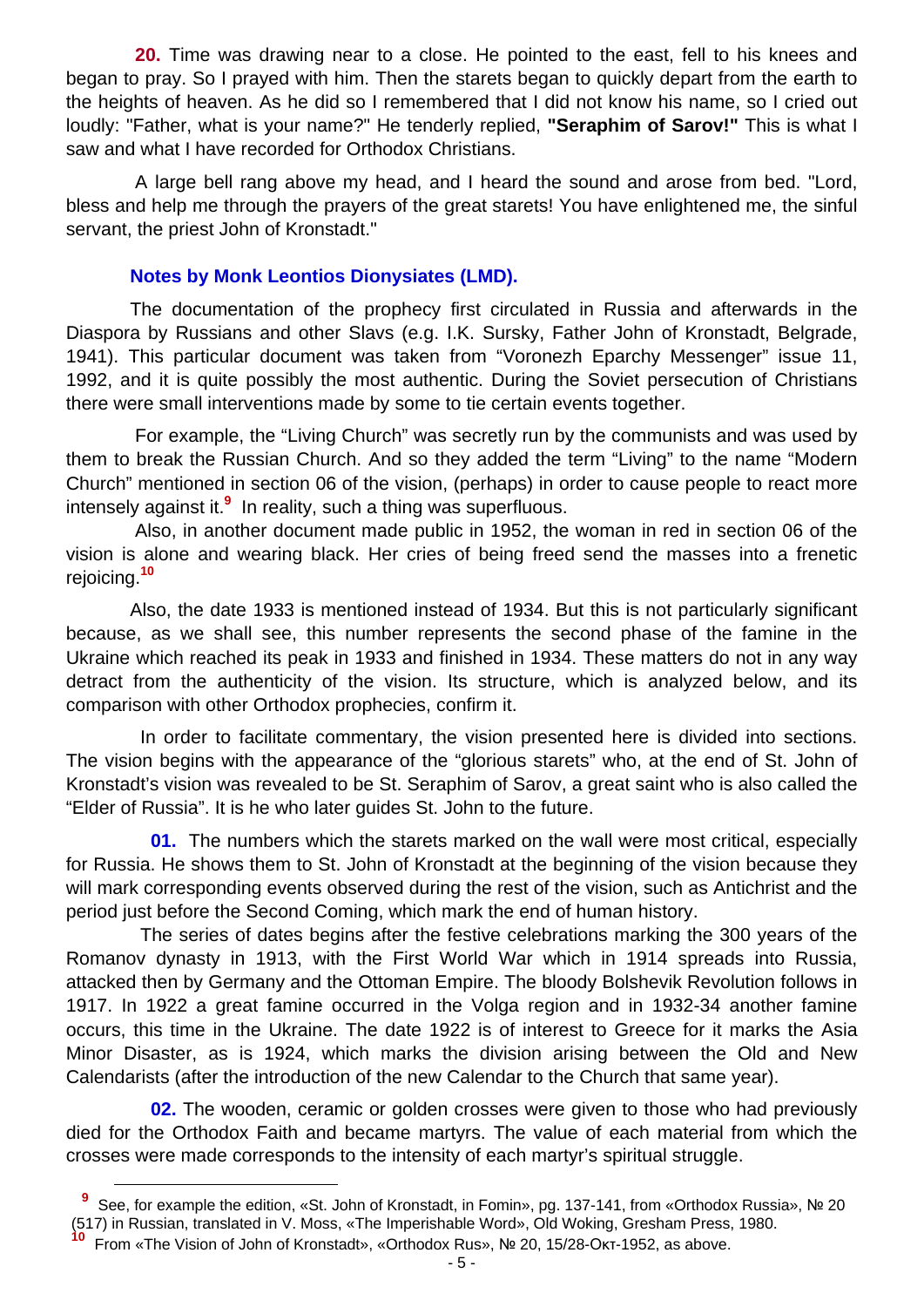**20.** Time was drawing near to a close. He pointed to the east, fell to his knees and began to pray. So I prayed with him. Then the starets began to quickly depart from the earth to the heights of heaven. As he did so I remembered that I did not know his name, so I cried out loudly: "Father, what is your name?" He tenderly replied, **"Seraphim of Sarov!"** This is what I saw and what I have recorded for Orthodox Christians.

A large bell rang above my head, and I heard the sound and arose from bed. "Lord, bless and help me through the prayers of the great starets! You have enlightened me, the sinful servant, the priest John of Kronstadt."

### Notes by Monk Leontios Dionysiates (LMD).

The documentation of the prophecy first circulated in Russia and afterwards in the Diaspora by Russians and other Slavs (e.g. I.K. Sursky, Father John of Kronstadt, Belgrade, 1941). This particular document was taken from "Voronezh Eparchy Messenger" issue 11, 1992, and it is quite possibly the most authentic. During the Soviet persecution of Christians there were small interventions made by some to tie certain events together.

For example, the "Living Church" was secretly run by the communists and was used by them to break the Russian Church. And so they added the term "Living" to the name "Modern Church" mentioned in section 06 of the vision, (perhaps) in order to cause people to react more intensely against it.[9] In reality, such a thing was superfluous.

Also, in another document made public in 1952, the woman in red in section 06 of the vision is alone and wearing black. Her cries of being freed send the masses into a frenetic rejoicing.[10]

Also, the date 1933 is mentioned instead of 1934. But this is not particularly significant because, as we shall see, this number represents the second phase of the famine in the Ukraine which reached its peak in 1933 and finished in 1934. These matters do not in any way detract from the authenticity of the vision. Its structure, which is analyzed below, and its comparison with other Orthodox prophecies, confirm it.

In order to facilitate commentary, the vision presented here is divided into sections. The vision begins with the appearance of the "glorious starets" who, at the end of St. John of Kronstadt's vision was revealed to be St. Seraphim of Sarov, a great saint who is also called the "Elder of Russia". It is he who later guides St. John to the future.

**01.** The numbers which the starets marked on the wall were most critical, especially for Russia. He shows them to St. John of Kronstadt at the beginning of the vision because they will mark corresponding events observed during the rest of the vision, such as Antichrist and the period just before the Second Coming, which mark the end of human history.

The series of dates begins after the festive celebrations marking the 300 years of the Romanov dynasty in 1913, with the First World War which in 1914 spreads into Russia, attacked then by Germany and the Ottoman Empire. The bloody Bolshevik Revolution follows in 1917. In 1922 a great famine occurred in the Volga region and in 1932-34 another famine occurs, this time in the Ukraine. The date 1922 is of interest to Greece for it marks the Asia Minor Disaster, as is 1924, which marks the division arising between the Old and New Calendarists (after the introduction of the new Calendar to the Church that same year).

**02.** The wooden, ceramic or golden crosses were given to those who had previously died for the Orthodox Faith and became martyrs. The value of each material from which the crosses were made corresponds to the intensity of each martyr's spiritual struggle.

---

[9] See, for example the edition, «St. John of Kronstadt, in Fomin», pg. 137-141, from «Orthodox Russia», № 20 (517) in Russian, translated in V. Moss, «The Imperishable Word», Old Woking, Gresham Press, 1980.

[10] From «The Vision of John of Kronstadt», «Orthodox Rus», № 20, 15/28-Окт-1952, as above.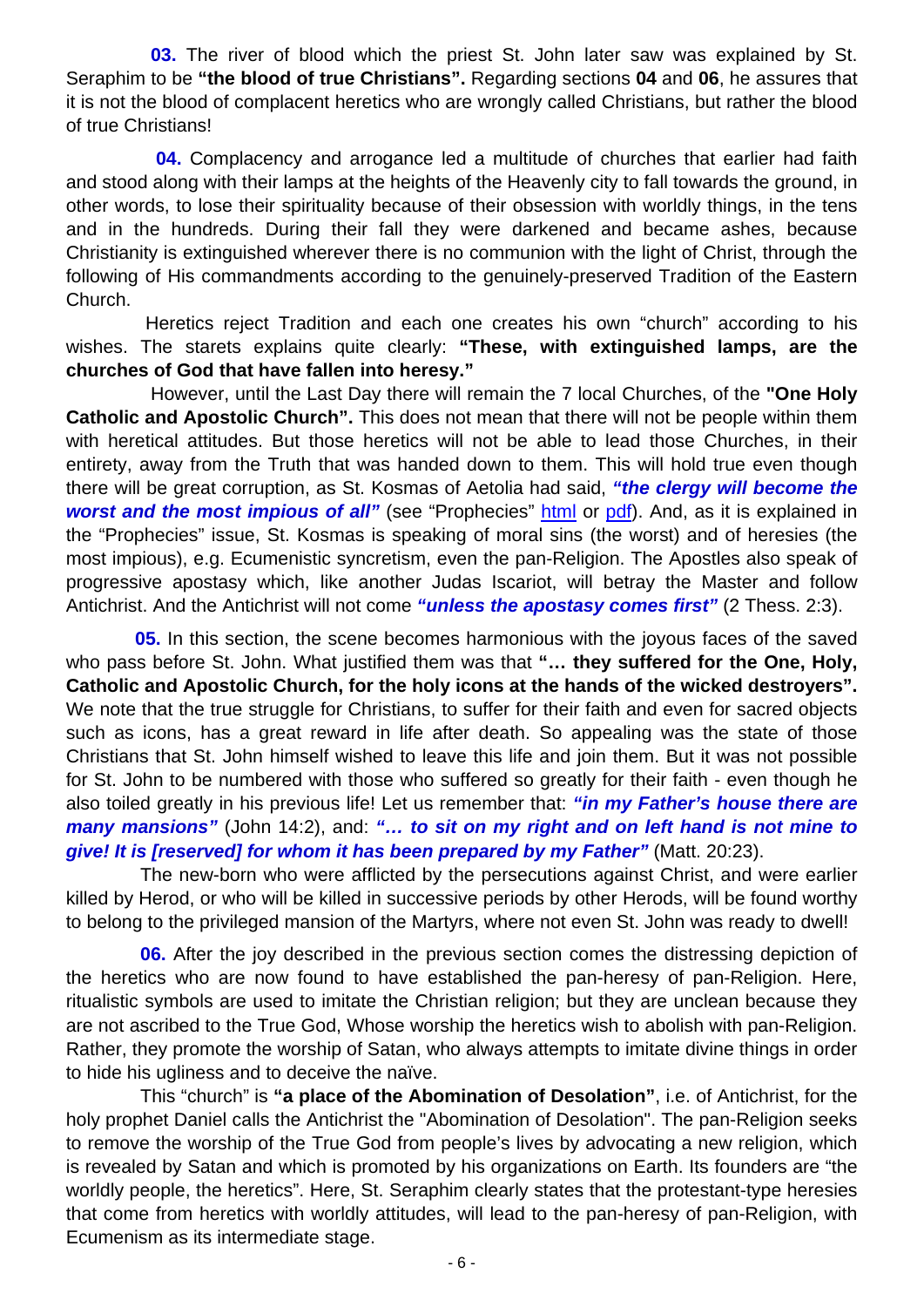**03.** The river of blood which the priest St. John later saw was explained by St. Seraphim to be **"the blood of true Christians".** Regarding sections **04** and **06**, he assures that it is not the blood of complacent heretics who are wrongly called Christians, but rather the blood of true Christians!

**04.** Complacency and arrogance led a multitude of churches that earlier had faith and stood along with their lamps at the heights of the Heavenly city to fall towards the ground, in other words, to lose their spirituality because of their obsession with worldly things, in the tens and in the hundreds. During their fall they were darkened and became ashes, because Christianity is extinguished wherever there is no communion with the light of Christ, through the following of His commandments according to the genuinely-preserved Tradition of the Eastern Church.

Heretics reject Tradition and each one creates his own "church" according to his wishes. The starets explains quite clearly: **"These, with extinguished lamps, are the churches of God that have fallen into heresy."**

However, until the Last Day there will remain the 7 local Churches, of the **"One Holy Catholic and Apostolic Church".** This does not mean that there will not be people within them with heretical attitudes. But those heretics will not be able to lead those Churches, in their entirety, away from the Truth that was handed down to them. This will hold true even though there will be great corruption, as St. Kosmas of Aetolia had said, ***"the clergy will become the worst and the most impious of all"*** (see "Prophecies" html or pdf). And, as it is explained in the "Prophecies" issue, St. Kosmas is speaking of moral sins (the worst) and of heresies (the most impious), e.g. Ecumenistic syncretism, even the pan-Religion. The Apostles also speak of progressive apostasy which, like another Judas Iscariot, will betray the Master and follow Antichrist. And the Antichrist will not come ***"unless the apostasy comes first"*** (2 Thess. 2:3).

**05.** In this section, the scene becomes harmonious with the joyous faces of the saved who pass before St. John. What justified them was that **"… they suffered for the One, Holy, Catholic and Apostolic Church, for the holy icons at the hands of the wicked destroyers".** We note that the true struggle for Christians, to suffer for their faith and even for sacred objects such as icons, has a great reward in life after death. So appealing was the state of those Christians that St. John himself wished to leave this life and join them. But it was not possible for St. John to be numbered with those who suffered so greatly for their faith - even though he also toiled greatly in his previous life! Let us remember that: ***"in my Father's house there are many mansions"*** (John 14:2), and: ***"… to sit on my right and on left hand is not mine to give! It is [reserved] for whom it has been prepared by my Father"*** (Matt. 20:23).

The new-born who were afflicted by the persecutions against Christ, and were earlier killed by Herod, or who will be killed in successive periods by other Herods, will be found worthy to belong to the privileged mansion of the Martyrs, where not even St. John was ready to dwell!

**06.** After the joy described in the previous section comes the distressing depiction of the heretics who are now found to have established the pan-heresy of pan-Religion. Here, ritualistic symbols are used to imitate the Christian religion; but they are unclean because they are not ascribed to the True God, Whose worship the heretics wish to abolish with pan-Religion. Rather, they promote the worship of Satan, who always attempts to imitate divine things in order to hide his ugliness and to deceive the naïve.

This "church" is **"a place of the Abomination of Desolation"**, i.e. of Antichrist, for the holy prophet Daniel calls the Antichrist the "Abomination of Desolation". The pan-Religion seeks to remove the worship of the True God from people's lives by advocating a new religion, which is revealed by Satan and which is promoted by his organizations on Earth. Its founders are "the worldly people, the heretics". Here, St. Seraphim clearly states that the protestant-type heresies that come from heretics with worldly attitudes, will lead to the pan-heresy of pan-Religion, with Ecumenism as its intermediate stage.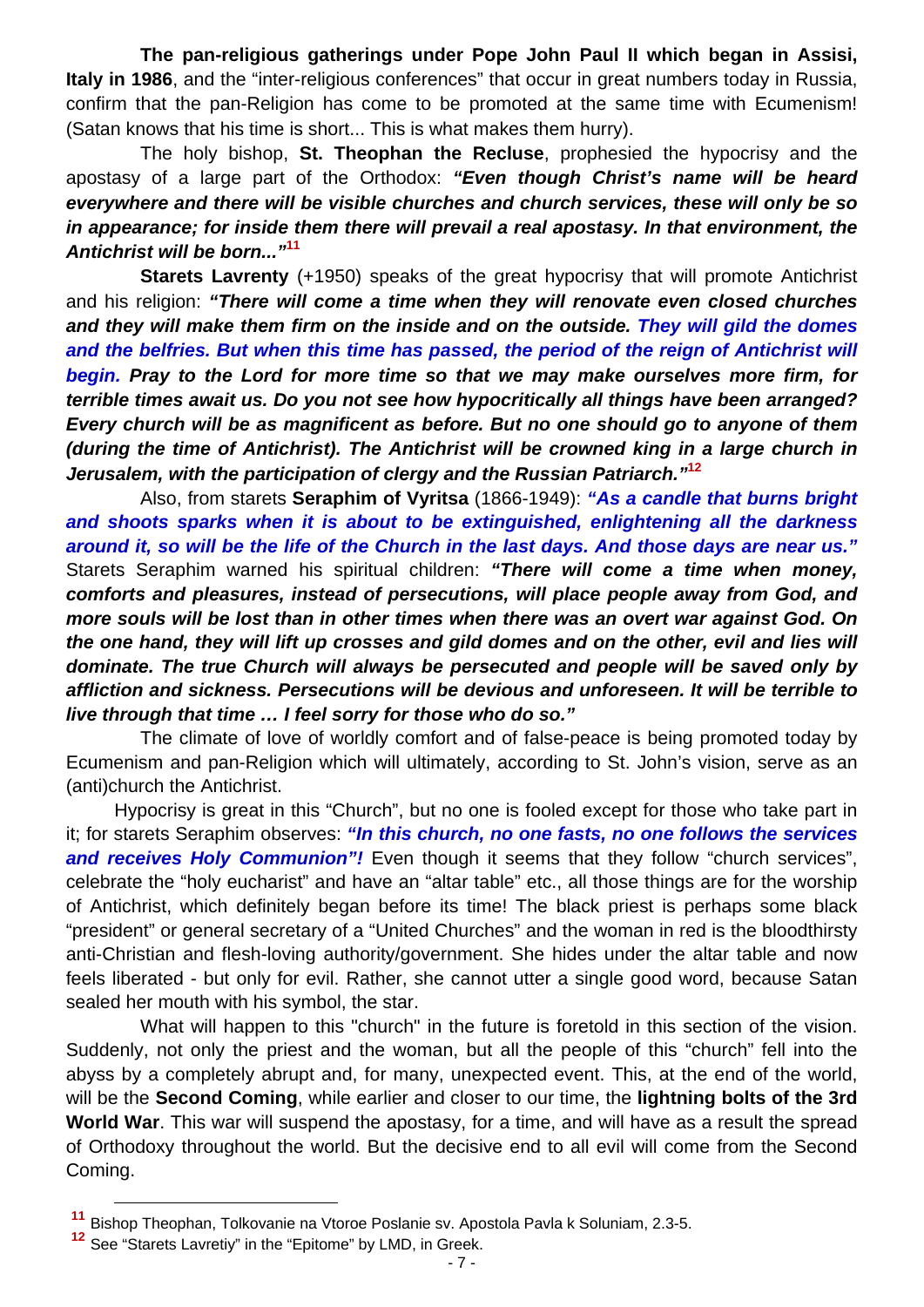**The pan-religious gatherings under Pope John Paul II which began in Assisi, Italy in 1986**, and the "inter-religious conferences" that occur in great numbers today in Russia, confirm that the pan-Religion has come to be promoted at the same time with Ecumenism! (Satan knows that his time is short... This is what makes them hurry).

The holy bishop, **St. Theophan the Recluse**, prophesied the hypocrisy and the apostasy of a large part of the Orthodox: ***"Even though Christ's name will be heard everywhere and there will be visible churches and church services, these will only be so in appearance; for inside them there will prevail a real apostasy. In that environment, the Antichrist will be born..."***[11]

**Starets Lavrenty** (+1950) speaks of the great hypocrisy that will promote Antichrist and his religion: ***"There will come a time when they will renovate even closed churches and they will make them firm on the inside and on the outside. They will gild the domes and the belfries. But when this time has passed, the period of the reign of Antichrist will begin. Pray to the Lord for more time so that we may make ourselves more firm, for terrible times await us. Do you not see how hypocritically all things have been arranged? Every church will be as magnificent as before. But no one should go to anyone of them (during the time of Antichrist). The Antichrist will be crowned king in a large church in Jerusalem, with the participation of clergy and the Russian Patriarch."***[12]

Also, from starets **Seraphim of Vyritsa** (1866-1949): ***"As a candle that burns bright and shoots sparks when it is about to be extinguished, enlightening all the darkness around it, so will be the life of the Church in the last days. And those days are near us."*** Starets Seraphim warned his spiritual children: ***"There will come a time when money, comforts and pleasures, instead of persecutions, will place people away from God, and more souls will be lost than in other times when there was an overt war against God. On the one hand, they will lift up crosses and gild domes and on the other, evil and lies will dominate. The true Church will always be persecuted and people will be saved only by affliction and sickness. Persecutions will be devious and unforeseen. It will be terrible to live through that time … I feel sorry for those who do so."***

The climate of love of worldly comfort and of false-peace is being promoted today by Ecumenism and pan-Religion which will ultimately, according to St. John's vision, serve as an (anti)church the Antichrist.

Hypocrisy is great in this "Church", but no one is fooled except for those who take part in it; for starets Seraphim observes: ***"In this church, no one fasts, no one follows the services and receives Holy Communion"!*** Even though it seems that they follow "church services", celebrate the "holy eucharist" and have an "altar table" etc., all those things are for the worship of Antichrist, which definitely began before its time! The black priest is perhaps some black "president" or general secretary of a "United Churches" and the woman in red is the bloodthirsty anti-Christian and flesh-loving authority/government. She hides under the altar table and now feels liberated - but only for evil. Rather, she cannot utter a single good word, because Satan sealed her mouth with his symbol, the star.

What will happen to this "church" in the future is foretold in this section of the vision. Suddenly, not only the priest and the woman, but all the people of this "church" fell into the abyss by a completely abrupt and, for many, unexpected event. This, at the end of the world, will be the **Second Coming**, while earlier and closer to our time, the **lightning bolts of the 3rd World War**. This war will suspend the apostasy, for a time, and will have as a result the spread of Orthodoxy throughout the world. But the decisive end to all evil will come from the Second Coming.

---

[11] Bishop Theophan, Tolkovanie na Vtoroe Poslanie sv. Apostola Pavla k Soluniam, 2.3-5.

[12] See "Starets Lavretiy" in the "Epitome" by LMD, in Greek.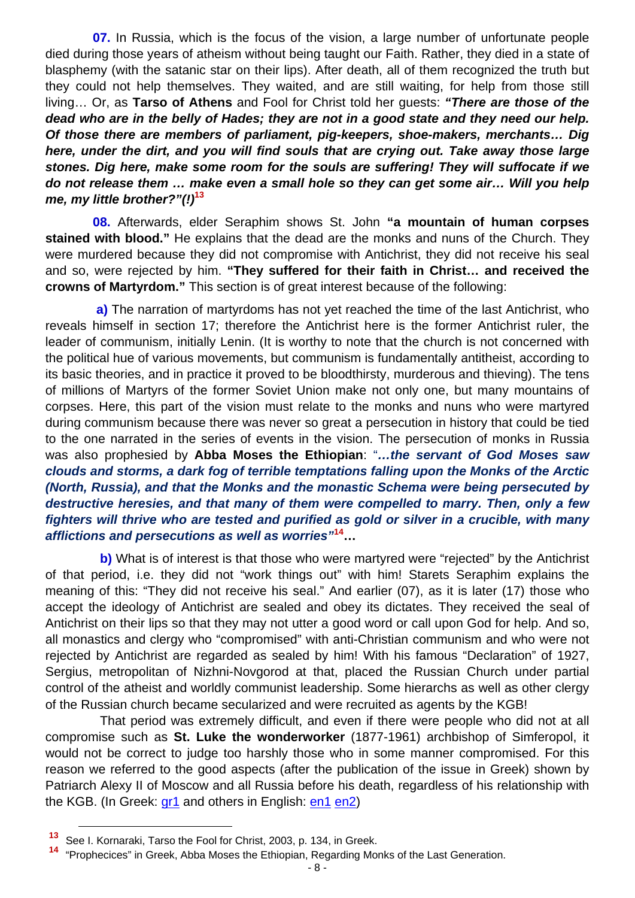**07.** In Russia, which is the focus of the vision, a large number of unfortunate people died during those years of atheism without being taught our Faith. Rather, they died in a state of blasphemy (with the satanic star on their lips). After death, all of them recognized the truth but they could not help themselves. They waited, and are still waiting, for help from those still living… Or, as **Tarso of Athens** and Fool for Christ told her guests: ***"There are those of the dead who are in the belly of Hades; they are not in a good state and they need our help. Of those there are members of parliament, pig-keepers, shoe-makers, merchants… Dig here, under the dirt, and you will find souls that are crying out. Take away those large stones. Dig here, make some room for the souls are suffering! They will suffocate if we do not release them … make even a small hole so they can get some air… Will you help me, my little brother?"(!)***[13]

**08.** Afterwards, elder Seraphim shows St. John **"a mountain of human corpses stained with blood."** He explains that the dead are the monks and nuns of the Church. They were murdered because they did not compromise with Antichrist, they did not receive his seal and so, were rejected by him. **"They suffered for their faith in Christ… and received the crowns of Martyrdom."** This section is of great interest because of the following:

**a)** The narration of martyrdoms has not yet reached the time of the last Antichrist, who reveals himself in section 17; therefore the Antichrist here is the former Antichrist ruler, the leader of communism, initially Lenin. (It is worthy to note that the church is not concerned with the political hue of various movements, but communism is fundamentally antitheist, according to its basic theories, and in practice it proved to be bloodthirsty, murderous and thieving). The tens of millions of Martyrs of the former Soviet Union make not only one, but many mountains of corpses. Here, this part of the vision must relate to the monks and nuns who were martyred during communism because there was never so great a persecution in history that could be tied to the one narrated in the series of events in the vision. The persecution of monks in Russia was also prophesied by **Abba Moses the Ethiopian**: "***…the servant of God Moses saw clouds and storms, a dark fog of terrible temptations falling upon the Monks of the Arctic (North, Russia), and that the Monks and the monastic Schema were being persecuted by destructive heresies, and that many of them were compelled to marry. Then, only a few fighters will thrive who are tested and purified as gold or silver in a crucible, with many afflictions and persecutions as well as worries"***[14]**…**

**b)** What is of interest is that those who were martyred were "rejected" by the Antichrist of that period, i.e. they did not "work things out" with him! Starets Seraphim explains the meaning of this: "They did not receive his seal." And earlier (07), as it is later (17) those who accept the ideology of Antichrist are sealed and obey its dictates. They received the seal of Antichrist on their lips so that they may not utter a good word or call upon God for help. And so, all monastics and clergy who "compromised" with anti-Christian communism and who were not rejected by Antichrist are regarded as sealed by him! With his famous "Declaration" of 1927, Sergius, metropolitan of Nizhni-Novgorod at that, placed the Russian Church under partial control of the atheist and worldly communist leadership. Some hierarchs as well as other clergy of the Russian church became secularized and were recruited as agents by the KGB!

That period was extremely difficult, and even if there were people who did not at all compromise such as **St. Luke the wonderworker** (1877-1961) archbishop of Simferopol, it would not be correct to judge too harshly those who in some manner compromised. For this reason we referred to the good aspects (after the publication of the issue in Greek) shown by Patriarch Alexy II of Moscow and all Russia before his death, regardless of his relationship with the KGB. (In Greek: gr1 and others in English: en1 en2)

---

[13] See I. Kornaraki, Tarso the Fool for Christ, 2003, p. 134, in Greek.

[14] "Prophecices" in Greek, Abba Moses the Ethiopian, Regarding Monks of the Last Generation.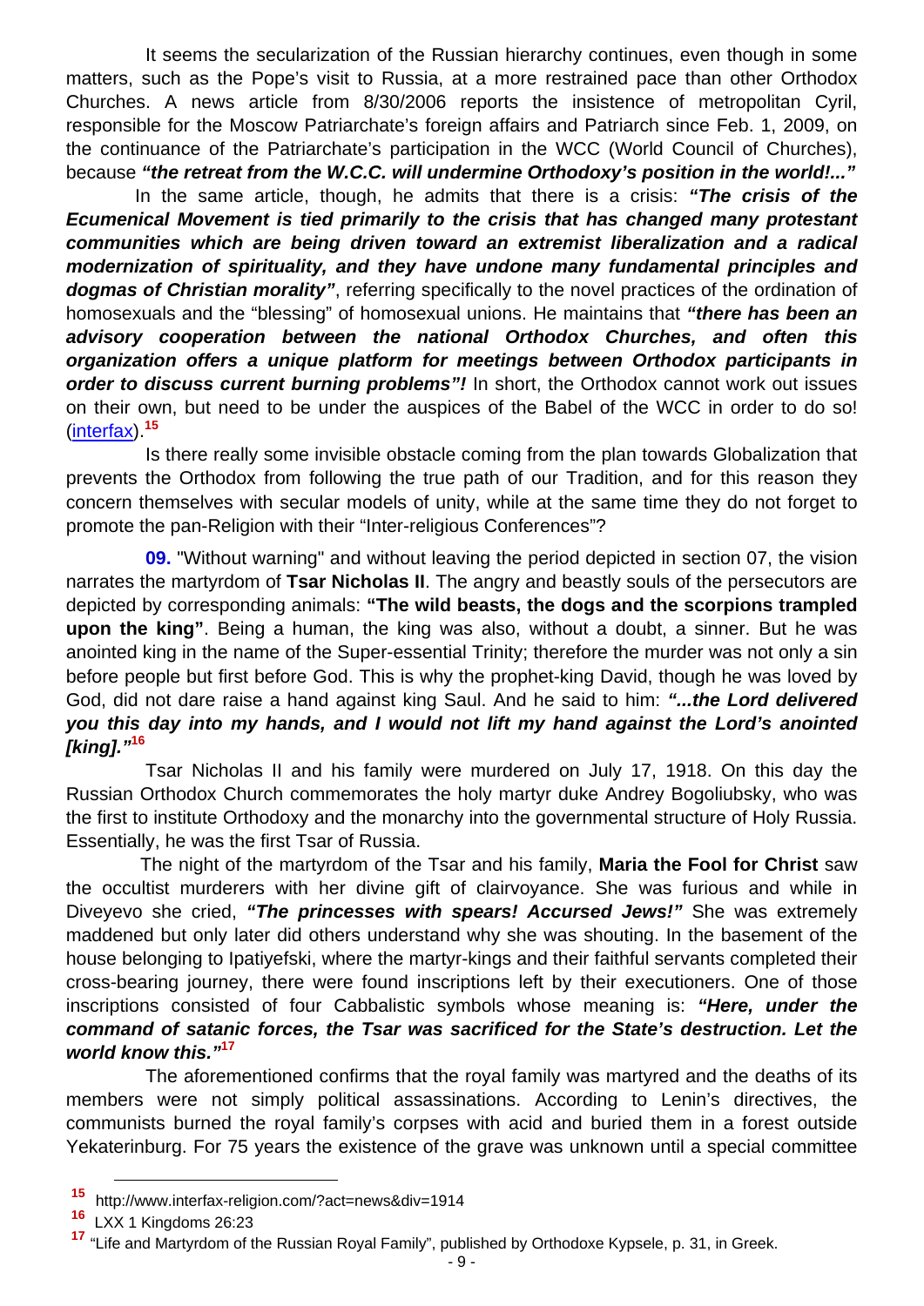It seems the secularization of the Russian hierarchy continues, even though in some matters, such as the Pope's visit to Russia, at a more restrained pace than other Orthodox Churches. A news article from 8/30/2006 reports the insistence of metropolitan Cyril, responsible for the Moscow Patriarchate's foreign affairs and Patriarch since Feb. 1, 2009, on the continuance of the Patriarchate's participation in the WCC (World Council of Churches), because ***"the retreat from the W.C.C. will undermine Orthodoxy's position in the world!..."***

In the same article, though, he admits that there is a crisis: ***"The crisis of the Ecumenical Movement is tied primarily to the crisis that has changed many protestant communities which are being driven toward an extremist liberalization and a radical modernization of spirituality, and they have undone many fundamental principles and dogmas of Christian morality"***, referring specifically to the novel practices of the ordination of homosexuals and the "blessing" of homosexual unions. He maintains that ***"there has been an advisory cooperation between the national Orthodox Churches, and often this organization offers a unique platform for meetings between Orthodox participants in order to discuss current burning problems"!*** In short, the Orthodox cannot work out issues on their own, but need to be under the auspices of the Babel of the WCC in order to do so! (interfax).[15]

Is there really some invisible obstacle coming from the plan towards Globalization that prevents the Orthodox from following the true path of our Tradition, and for this reason they concern themselves with secular models of unity, while at the same time they do not forget to promote the pan-Religion with their "Inter-religious Conferences"?

**09.** "Without warning" and without leaving the period depicted in section 07, the vision narrates the martyrdom of **Tsar Nicholas II**. The angry and beastly souls of the persecutors are depicted by corresponding animals: **"The wild beasts, the dogs and the scorpions trampled upon the king"**. Being a human, the king was also, without a doubt, a sinner. But he was anointed king in the name of the Super-essential Trinity; therefore the murder was not only a sin before people but first before God. This is why the prophet-king David, though he was loved by God, did not dare raise a hand against king Saul. And he said to him: ***"...the Lord delivered you this day into my hands, and I would not lift my hand against the Lord's anointed [king]."***[16]

Tsar Nicholas II and his family were murdered on July 17, 1918. On this day the Russian Orthodox Church commemorates the holy martyr duke Andrey Bogoliubsky, who was the first to institute Orthodoxy and the monarchy into the governmental structure of Holy Russia. Essentially, he was the first Tsar of Russia.

The night of the martyrdom of the Tsar and his family, **Maria the Fool for Christ** saw the occultist murderers with her divine gift of clairvoyance. She was furious and while in Diveyevo she cried, ***"The princesses with spears! Accursed Jews!"*** She was extremely maddened but only later did others understand why she was shouting. In the basement of the house belonging to Ipatiyefski, where the martyr-kings and their faithful servants completed their cross-bearing journey, there were found inscriptions left by their executioners. One of those inscriptions consisted of four Cabbalistic symbols whose meaning is: ***"Here, under the command of satanic forces, the Tsar was sacrificed for the State's destruction. Let the world know this."***[17]

The aforementioned confirms that the royal family was martyred and the deaths of its members were not simply political assassinations. According to Lenin's directives, the communists burned the royal family's corpses with acid and buried them in a forest outside Yekaterinburg. For 75 years the existence of the grave was unknown until a special committee

---

[15] http://www.interfax-religion.com/?act=news&div=1914

[16] LXX 1 Kingdoms 26:23

[17] "Life and Martyrdom of the Russian Royal Family", published by Orthodoxe Kypsele, p. 31, in Greek.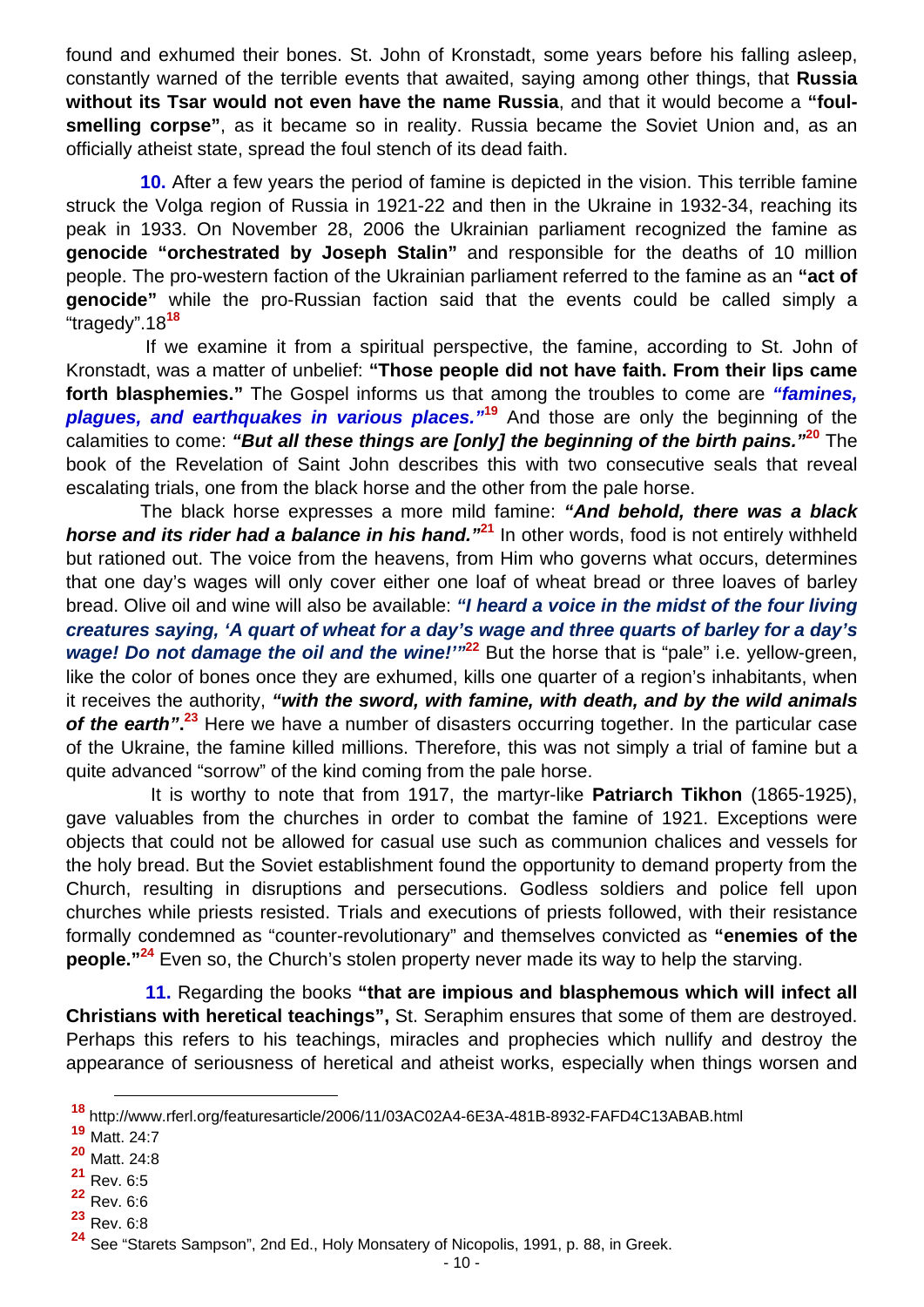found and exhumed their bones. St. John of Kronstadt, some years before his falling asleep, constantly warned of the terrible events that awaited, saying among other things, that **Russia without its Tsar would not even have the name Russia**, and that it would become a **"foul-smelling corpse"**, as it became so in reality. Russia became the Soviet Union and, as an officially atheist state, spread the foul stench of its dead faith.

**10.** After a few years the period of famine is depicted in the vision. This terrible famine struck the Volga region of Russia in 1921-22 and then in the Ukraine in 1932-34, reaching its peak in 1933. On November 28, 2006 the Ukrainian parliament recognized the famine as **genocide "orchestrated by Joseph Stalin"** and responsible for the deaths of 10 million people. The pro-western faction of the Ukrainian parliament referred to the famine as an **"act of genocide"** while the pro-Russian faction said that the events could be called simply a "tragedy".18[18]

If we examine it from a spiritual perspective, the famine, according to St. John of Kronstadt, was a matter of unbelief: **"Those people did not have faith. From their lips came forth blasphemies."** The Gospel informs us that among the troubles to come are ***"famines, plagues, and earthquakes in various places."***[19] And those are only the beginning of the calamities to come: ***"But all these things are [only] the beginning of the birth pains."***[20] The book of the Revelation of Saint John describes this with two consecutive seals that reveal escalating trials, one from the black horse and the other from the pale horse.

The black horse expresses a more mild famine: ***"And behold, there was a black horse and its rider had a balance in his hand."***[21] In other words, food is not entirely withheld but rationed out. The voice from the heavens, from Him who governs what occurs, determines that one day's wages will only cover either one loaf of wheat bread or three loaves of barley bread. Olive oil and wine will also be available: ***"I heard a voice in the midst of the four living creatures saying, 'A quart of wheat for a day's wage and three quarts of barley for a day's wage! Do not damage the oil and the wine!'"***[22] But the horse that is "pale" i.e. yellow-green, like the color of bones once they are exhumed, kills one quarter of a region's inhabitants, when it receives the authority, ***"with the sword, with famine, with death, and by the wild animals of the earth".***[23] Here we have a number of disasters occurring together. In the particular case of the Ukraine, the famine killed millions. Therefore, this was not simply a trial of famine but a quite advanced "sorrow" of the kind coming from the pale horse.

It is worthy to note that from 1917, the martyr-like **Patriarch Tikhon** (1865-1925), gave valuables from the churches in order to combat the famine of 1921. Exceptions were objects that could not be allowed for casual use such as communion chalices and vessels for the holy bread. But the Soviet establishment found the opportunity to demand property from the Church, resulting in disruptions and persecutions. Godless soldiers and police fell upon churches while priests resisted. Trials and executions of priests followed, with their resistance formally condemned as "counter-revolutionary" and themselves convicted as **"enemies of the people."**[24] Even so, the Church's stolen property never made its way to help the starving.

**11.** Regarding the books **"that are impious and blasphemous which will infect all Christians with heretical teachings",** St. Seraphim ensures that some of them are destroyed. Perhaps this refers to his teachings, miracles and prophecies which nullify and destroy the appearance of seriousness of heretical and atheist works, especially when things worsen and

---

[18] http://www.rferl.org/featuresarticle/2006/11/03AC02A4-6E3A-481B-8932-FAFD4C13ABAB.html

[19] Matt. 24:7

[20] Matt. 24:8

[21] Rev. 6:5

[22] Rev. 6:6

[23] Rev. 6:8

[24] See "Starets Sampson", 2nd Ed., Holy Monsatery of Nicopolis, 1991, p. 88, in Greek.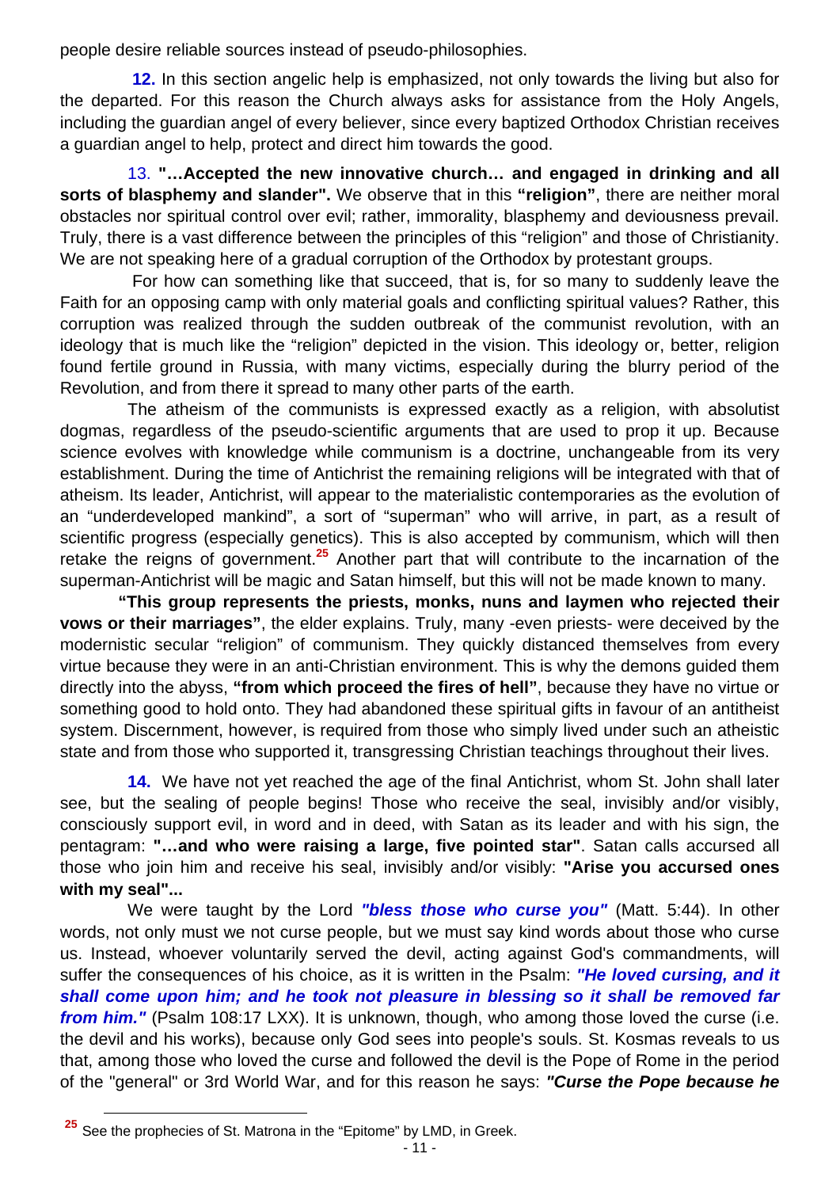people desire reliable sources instead of pseudo-philosophies.

**12.** In this section angelic help is emphasized, not only towards the living but also for the departed. For this reason the Church always asks for assistance from the Holy Angels, including the guardian angel of every believer, since every baptized Orthodox Christian receives a guardian angel to help, protect and direct him towards the good.

13. **"…Accepted the new innovative church… and engaged in drinking and all sorts of blasphemy and slander".** We observe that in this **"religion"**, there are neither moral obstacles nor spiritual control over evil; rather, immorality, blasphemy and deviousness prevail. Truly, there is a vast difference between the principles of this "religion" and those of Christianity. We are not speaking here of a gradual corruption of the Orthodox by protestant groups.

For how can something like that succeed, that is, for so many to suddenly leave the Faith for an opposing camp with only material goals and conflicting spiritual values? Rather, this corruption was realized through the sudden outbreak of the communist revolution, with an ideology that is much like the "religion" depicted in the vision. This ideology or, better, religion found fertile ground in Russia, with many victims, especially during the blurry period of the Revolution, and from there it spread to many other parts of the earth.

The atheism of the communists is expressed exactly as a religion, with absolutist dogmas, regardless of the pseudo-scientific arguments that are used to prop it up. Because science evolves with knowledge while communism is a doctrine, unchangeable from its very establishment. During the time of Antichrist the remaining religions will be integrated with that of atheism. Its leader, Antichrist, will appear to the materialistic contemporaries as the evolution of an "underdeveloped mankind", a sort of "superman" who will arrive, in part, as a result of scientific progress (especially genetics). This is also accepted by communism, which will then retake the reigns of government.[25] Another part that will contribute to the incarnation of the superman-Antichrist will be magic and Satan himself, but this will not be made known to many.

**"This group represents the priests, monks, nuns and laymen who rejected their vows or their marriages"**, the elder explains. Truly, many -even priests- were deceived by the modernistic secular "religion" of communism. They quickly distanced themselves from every virtue because they were in an anti-Christian environment. This is why the demons guided them directly into the abyss, **"from which proceed the fires of hell"**, because they have no virtue or something good to hold onto. They had abandoned these spiritual gifts in favour of an antitheist system. Discernment, however, is required from those who simply lived under such an atheistic state and from those who supported it, transgressing Christian teachings throughout their lives.

**14.** We have not yet reached the age of the final Antichrist, whom St. John shall later see, but the sealing of people begins! Those who receive the seal, invisibly and/or visibly, consciously support evil, in word and in deed, with Satan as its leader and with his sign, the pentagram: **"…and who were raising a large, five pointed star"**. Satan calls accursed all those who join him and receive his seal, invisibly and/or visibly: **"Arise you accursed ones with my seal"...**

We were taught by the Lord ***"bless those who curse you"*** (Matt. 5:44). In other words, not only must we not curse people, but we must say kind words about those who curse us. Instead, whoever voluntarily served the devil, acting against God's commandments, will suffer the consequences of his choice, as it is written in the Psalm: ***"He loved cursing, and it shall come upon him; and he took not pleasure in blessing so it shall be removed far from him."*** (Psalm 108:17 LXX). It is unknown, though, who among those loved the curse (i.e. the devil and his works), because only God sees into people's souls. St. Kosmas reveals to us that, among those who loved the curse and followed the devil is the Pope of Rome in the period of the "general" or 3rd World War, and for this reason he says: ***"Curse the Pope because he***

---

[25] See the prophecies of St. Matrona in the "Epitome" by LMD, in Greek.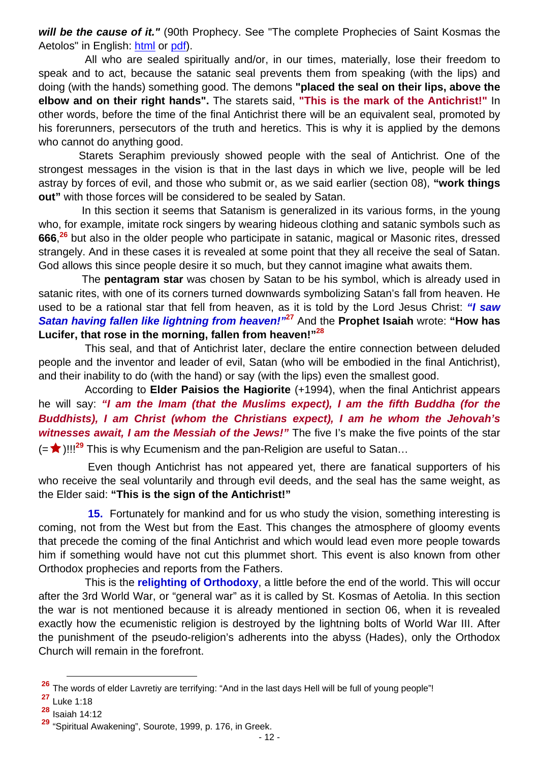***will be the cause of it."*** (90th Prophecy. See "The complete Prophecies of Saint Kosmas the Aetolos" in English: html or pdf).

All who are sealed spiritually and/or, in our times, materially, lose their freedom to speak and to act, because the satanic seal prevents them from speaking (with the lips) and doing (with the hands) something good. The demons **"placed the seal on their lips, above the elbow and on their right hands".** The starets said, **"This is the mark of the Antichrist!"** In other words, before the time of the final Antichrist there will be an equivalent seal, promoted by his forerunners, persecutors of the truth and heretics. This is why it is applied by the demons who cannot do anything good.

Starets Seraphim previously showed people with the seal of Antichrist. One of the strongest messages in the vision is that in the last days in which we live, people will be led astray by forces of evil, and those who submit or, as we said earlier (section 08), **"work things out"** with those forces will be considered to be sealed by Satan.

In this section it seems that Satanism is generalized in its various forms, in the young who, for example, imitate rock singers by wearing hideous clothing and satanic symbols such as **666**,[26] but also in the older people who participate in satanic, magical or Masonic rites, dressed strangely. And in these cases it is revealed at some point that they all receive the seal of Satan. God allows this since people desire it so much, but they cannot imagine what awaits them.

The **pentagram star** was chosen by Satan to be his symbol, which is already used in satanic rites, with one of its corners turned downwards symbolizing Satan's fall from heaven. He used to be a rational star that fell from heaven, as it is told by the Lord Jesus Christ: ***"I saw Satan having fallen like lightning from heaven!"***[27] And the **Prophet Isaiah** wrote: **"How has Lucifer, that rose in the morning, fallen from heaven!"**[28]

This seal, and that of Antichrist later, declare the entire connection between deluded people and the inventor and leader of evil, Satan (who will be embodied in the final Antichrist), and their inability to do (with the hand) or say (with the lips) even the smallest good.

According to **Elder Paisios the Hagiorite** (+1994), when the final Antichrist appears he will say: ***"I am the Imam (that the Muslims expect), I am the fifth Buddha (for the Buddhists), I am Christ (whom the Christians expect), I am he whom the Jehovah's witnesses await, I am the Messiah of the Jews!"*** The five I's make the five points of the star (=★)!!![29] This is why Ecumenism and the pan-Religion are useful to Satan…

Even though Antichrist has not appeared yet, there are fanatical supporters of his who receive the seal voluntarily and through evil deeds, and the seal has the same weight, as the Elder said: **"This is the sign of the Antichrist!"**

**15.** Fortunately for mankind and for us who study the vision, something interesting is coming, not from the West but from the East. This changes the atmosphere of gloomy events that precede the coming of the final Antichrist and which would lead even more people towards him if something would have not cut this plummet short. This event is also known from other Orthodox prophecies and reports from the Fathers.

This is the **relighting of Orthodoxy**, a little before the end of the world. This will occur after the 3rd World War, or "general war" as it is called by St. Kosmas of Aetolia. In this section the war is not mentioned because it is already mentioned in section 06, when it is revealed exactly how the ecumenistic religion is destroyed by the lightning bolts of World War III. After the punishment of the pseudo-religion's adherents into the abyss (Hades), only the Orthodox Church will remain in the forefront.

---

[26] The words of elder Lavretiy are terrifying: "And in the last days Hell will be full of young people"!

[27] Luke 1:18

[28] Isaiah 14:12

[29] "Spiritual Awakening", Sourote, 1999, p. 176, in Greek.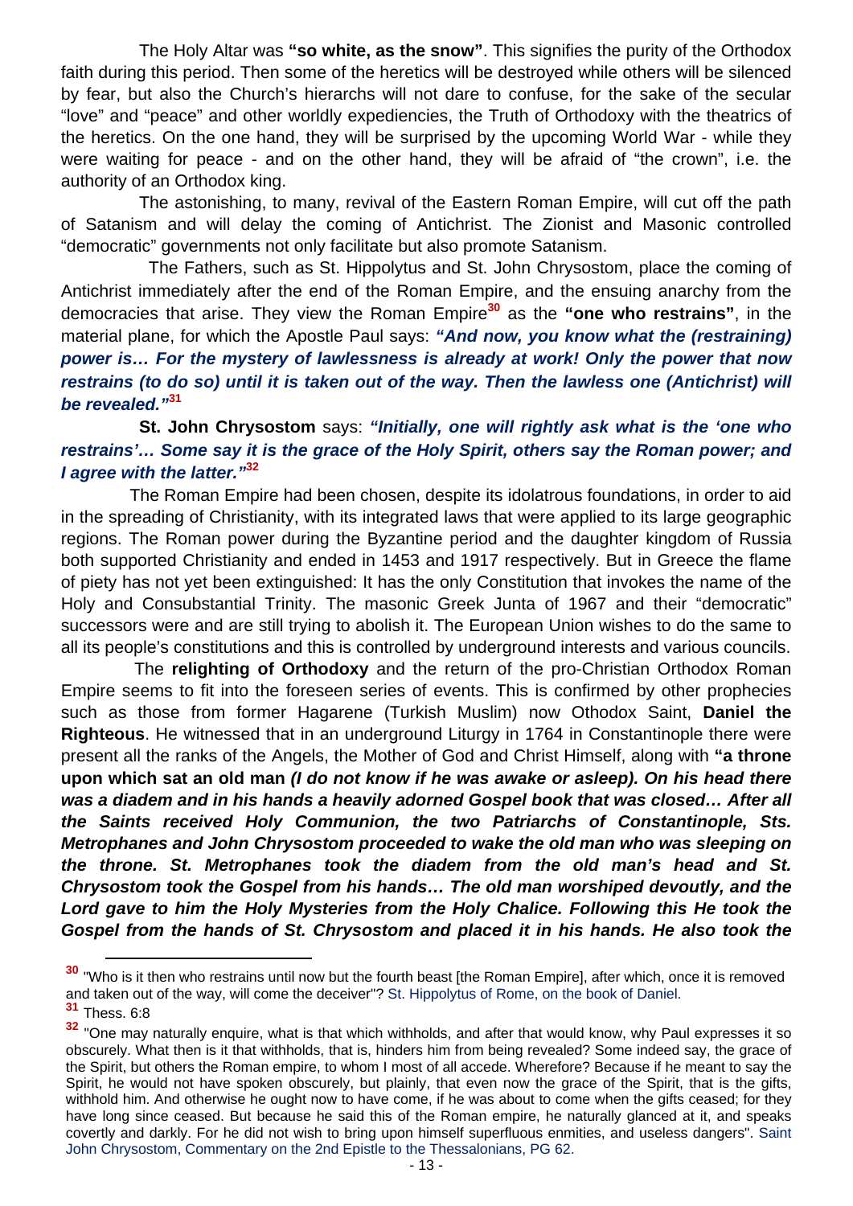The Holy Altar was **"so white, as the snow"**. This signifies the purity of the Orthodox faith during this period. Then some of the heretics will be destroyed while others will be silenced by fear, but also the Church's hierarchs will not dare to confuse, for the sake of the secular "love" and "peace" and other worldly expediencies, the Truth of Orthodoxy with the theatrics of the heretics. On the one hand, they will be surprised by the upcoming World War - while they were waiting for peace - and on the other hand, they will be afraid of "the crown", i.e. the authority of an Orthodox king.

The astonishing, to many, revival of the Eastern Roman Empire, will cut off the path of Satanism and will delay the coming of Antichrist. The Zionist and Masonic controlled "democratic" governments not only facilitate but also promote Satanism.

The Fathers, such as St. Hippolytus and St. John Chrysostom, place the coming of Antichrist immediately after the end of the Roman Empire, and the ensuing anarchy from the democracies that arise. They view the Roman Empire[30] as the **"one who restrains"**, in the material plane, for which the Apostle Paul says: ***"And now, you know what the (restraining) power is… For the mystery of lawlessness is already at work! Only the power that now restrains (to do so) until it is taken out of the way. Then the lawless one (Antichrist) will be revealed."***[31]

**St. John Chrysostom** says: ***"Initially, one will rightly ask what is the 'one who restrains'… Some say it is the grace of the Holy Spirit, others say the Roman power; and I agree with the latter."***[32]

The Roman Empire had been chosen, despite its idolatrous foundations, in order to aid in the spreading of Christianity, with its integrated laws that were applied to its large geographic regions. The Roman power during the Byzantine period and the daughter kingdom of Russia both supported Christianity and ended in 1453 and 1917 respectively. But in Greece the flame of piety has not yet been extinguished: It has the only Constitution that invokes the name of the Holy and Consubstantial Trinity. The masonic Greek Junta of 1967 and their "democratic" successors were and are still trying to abolish it. The European Union wishes to do the same to all its people's constitutions and this is controlled by underground interests and various councils.

The **relighting of Orthodoxy** and the return of the pro-Christian Orthodox Roman Empire seems to fit into the foreseen series of events. This is confirmed by other prophecies such as those from former Hagarene (Turkish Muslim) now Othodox Saint, **Daniel the Righteous**. He witnessed that in an underground Liturgy in 1764 in Constantinople there were present all the ranks of the Angels, the Mother of God and Christ Himself, along with **"a throne upon which sat an old man *(I do not know if he was awake or asleep). On his head there was a diadem and in his hands a heavily adorned Gospel book that was closed… After all the Saints received Holy Communion, the two Patriarchs of Constantinople, Sts. Metrophanes and John Chrysostom proceeded to wake the old man who was sleeping on the throne. St. Metrophanes took the diadem from the old man's head and St. Chrysostom took the Gospel from his hands… The old man worshiped devoutly, and the Lord gave to him the Holy Mysteries from the Holy Chalice. Following this He took the Gospel from the hands of St. Chrysostom and placed it in his hands. He also took the***

---

[30] "Who is it then who restrains until now but the fourth beast [the Roman Empire], after which, once it is removed and taken out of the way, will come the deceiver"? St. Hippolytus of Rome, on the book of Daniel.

[31] Thess. 6:8

[32] "One may naturally enquire, what is that which withholds, and after that would know, why Paul expresses it so obscurely. What then is it that withholds, that is, hinders him from being revealed? Some indeed say, the grace of the Spirit, but others the Roman empire, to whom I most of all accede. Wherefore? Because if he meant to say the Spirit, he would not have spoken obscurely, but plainly, that even now the grace of the Spirit, that is the gifts, withhold him. And otherwise he ought now to have come, if he was about to come when the gifts ceased; for they have long since ceased. But because he said this of the Roman empire, he naturally glanced at it, and speaks covertly and darkly. For he did not wish to bring upon himself superfluous enmities, and useless dangers". Saint John Chrysostom, Commentary on the 2nd Epistle to the Thessalonians, PG 62.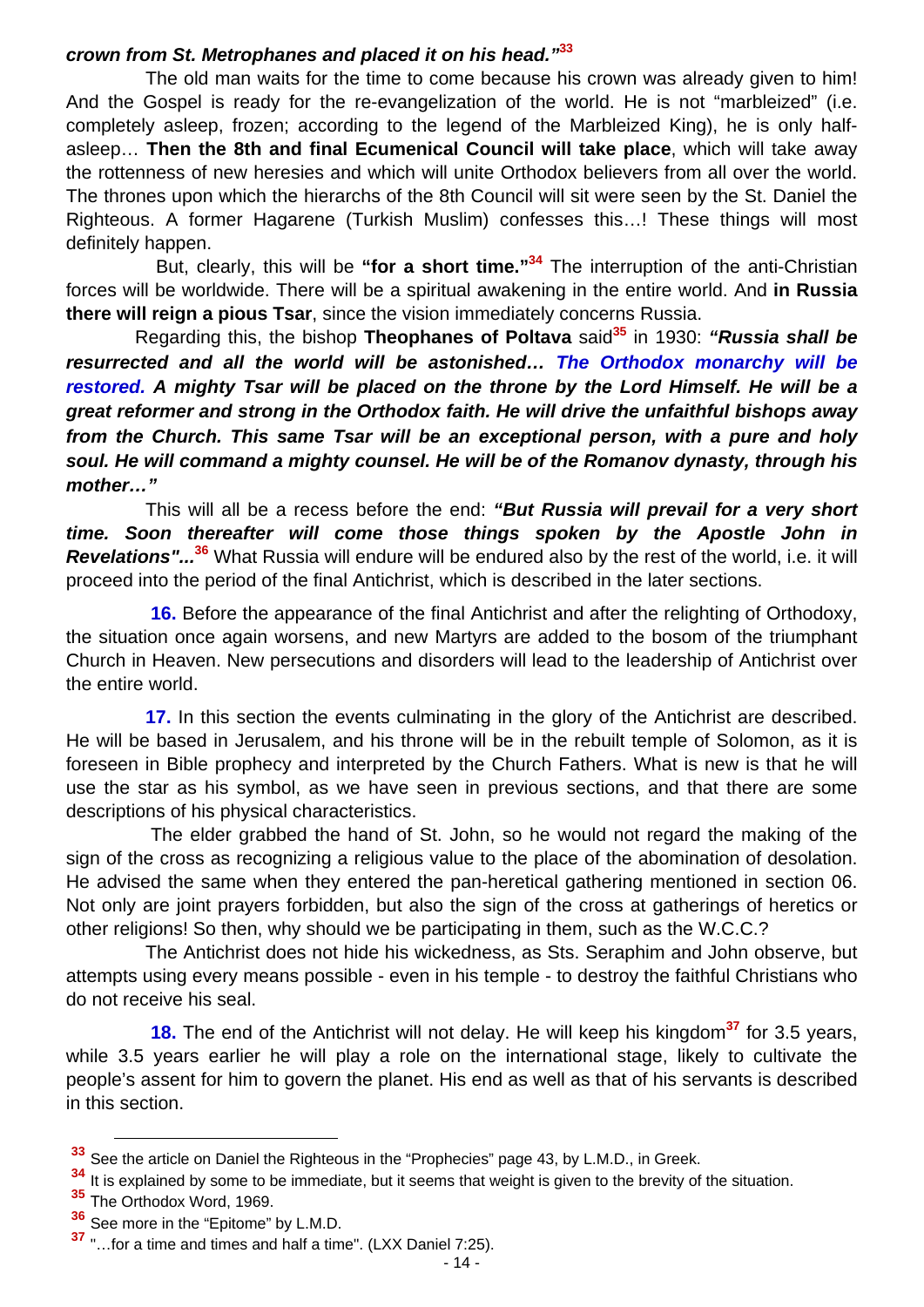***crown from St. Metrophanes and placed it on his head."***[33]

The old man waits for the time to come because his crown was already given to him! And the Gospel is ready for the re-evangelization of the world. He is not "marbleized" (i.e. completely asleep, frozen; according to the legend of the Marbleized King), he is only half-asleep… **Then the 8th and final Ecumenical Council will take place**, which will take away the rottenness of new heresies and which will unite Orthodox believers from all over the world. The thrones upon which the hierarchs of the 8th Council will sit were seen by the St. Daniel the Righteous. A former Hagarene (Turkish Muslim) confesses this…! These things will most definitely happen.

But, clearly, this will be **"for a short time."**[34] The interruption of the anti-Christian forces will be worldwide. There will be a spiritual awakening in the entire world. And **in Russia there will reign a pious Tsar**, since the vision immediately concerns Russia.

Regarding this, the bishop **Theophanes of Poltava** said[35] in 1930: ***"Russia shall be resurrected and all the world will be astonished… The Orthodox monarchy will be restored. A mighty Tsar will be placed on the throne by the Lord Himself. He will be a great reformer and strong in the Orthodox faith. He will drive the unfaithful bishops away from the Church. This same Tsar will be an exceptional person, with a pure and holy soul. He will command a mighty counsel. He will be of the Romanov dynasty, through his mother…"***

This will all be a recess before the end: ***"But Russia will prevail for a very short time. Soon thereafter will come those things spoken by the Apostle John in Revelations"...***[36] What Russia will endure will be endured also by the rest of the world, i.e. it will proceed into the period of the final Antichrist, which is described in the later sections.

**16.** Before the appearance of the final Antichrist and after the relighting of Orthodoxy, the situation once again worsens, and new Martyrs are added to the bosom of the triumphant Church in Heaven. New persecutions and disorders will lead to the leadership of Antichrist over the entire world.

**17.** In this section the events culminating in the glory of the Antichrist are described. He will be based in Jerusalem, and his throne will be in the rebuilt temple of Solomon, as it is foreseen in Bible prophecy and interpreted by the Church Fathers. What is new is that he will use the star as his symbol, as we have seen in previous sections, and that there are some descriptions of his physical characteristics.

The elder grabbed the hand of St. John, so he would not regard the making of the sign of the cross as recognizing a religious value to the place of the abomination of desolation. He advised the same when they entered the pan-heretical gathering mentioned in section 06. Not only are joint prayers forbidden, but also the sign of the cross at gatherings of heretics or other religions! So then, why should we be participating in them, such as the W.C.C.?

The Antichrist does not hide his wickedness, as Sts. Seraphim and John observe, but attempts using every means possible - even in his temple - to destroy the faithful Christians who do not receive his seal.

**18.** The end of the Antichrist will not delay. He will keep his kingdom[37] for 3.5 years, while 3.5 years earlier he will play a role on the international stage, likely to cultivate the people's assent for him to govern the planet. His end as well as that of his servants is described in this section.

---

[33] See the article on Daniel the Righteous in the "Prophecies" page 43, by L.M.D., in Greek.

[34] It is explained by some to be immediate, but it seems that weight is given to the brevity of the situation.

[35] The Orthodox Word, 1969.

[36] See more in the "Epitome" by L.M.D.

[37] "…for a time and times and half a time". (LXX Daniel 7:25).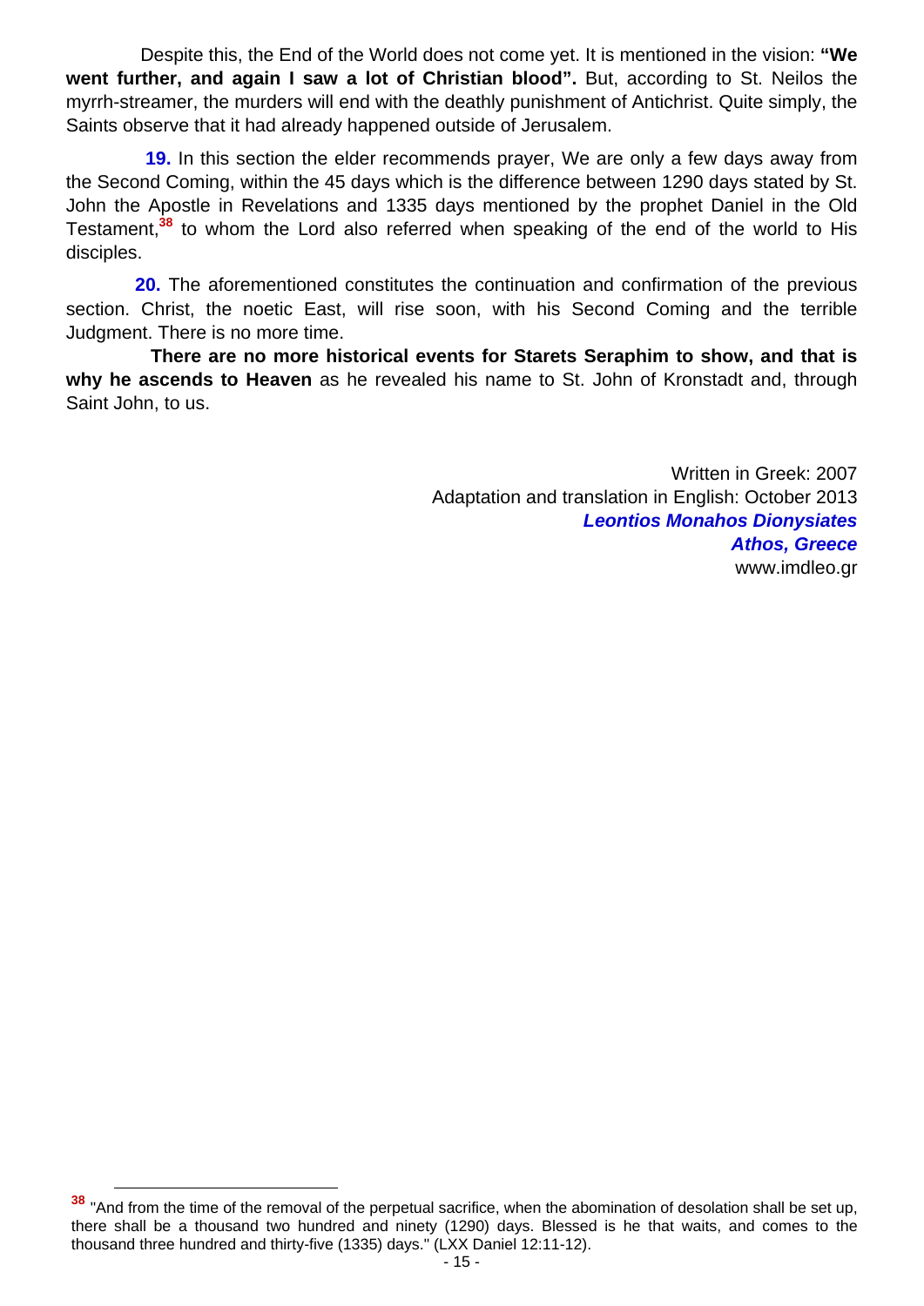Despite this, the End of the World does not come yet. It is mentioned in the vision: **"We went further, and again I saw a lot of Christian blood".** But, according to St. Neilos the myrrh-streamer, the murders will end with the deathly punishment of Antichrist. Quite simply, the Saints observe that it had already happened outside of Jerusalem.

**19.** In this section the elder recommends prayer, We are only a few days away from the Second Coming, within the 45 days which is the difference between 1290 days stated by St. John the Apostle in Revelations and 1335 days mentioned by the prophet Daniel in the Old Testament,[38] to whom the Lord also referred when speaking of the end of the world to His disciples.

**20.** The aforementioned constitutes the continuation and confirmation of the previous section. Christ, the noetic East, will rise soon, with his Second Coming and the terrible Judgment. There is no more time.

**There are no more historical events for Starets Seraphim to show, and that is why he ascends to Heaven** as he revealed his name to St. John of Kronstadt and, through Saint John, to us.

Written in Greek: 2007
Adaptation and translation in English: October 2013
***Leontios Monahos Dionysiates***
***Athos, Greece***
www.imdleo.gr

[38] "And from the time of the removal of the perpetual sacrifice, when the abomination of desolation shall be set up, there shall be a thousand two hundred and ninety (1290) days. Blessed is he that waits, and comes to the thousand three hundred and thirty-five (1335) days." (LXX Daniel 12:11-12).